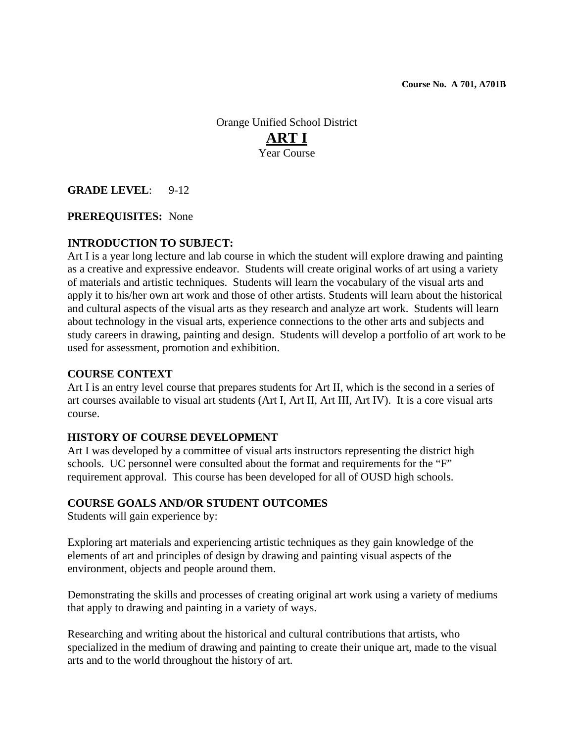**Course No. A 701, A701B**

Orange Unified School District

# ART I

Year Course

**GRADE LEVEL**: 9-12

**PREREQUISITES:** None

**INTRODUCTION TO SUBJECT:**

Art I is a year long lecture and lab course in which the student will explore drawing and painting as a creative and expressive endeavor. Students will create original works of art using a variety of materials and artistic techniques. Students will learn the vocabulary of the visual arts and apply it to his/her own art work and those of other artists. Students will learn about the historical and cultural aspects of the visual arts as they research and analyze art work. Students will learn about technology in the visual arts, experience connections to the other arts and subjects and study careers in drawing, painting and design. Students will develop a portfolio of art work to be used for assessment, promotion and exhibition.

**COURSE CONTEXT**

Art I is an entry level course that prepares students for Art II, which is the second in a series of art courses available to visual art students (Art I, Art II, Art III, Art IV). It is a core visual arts course.

**HISTORY OF COURSE DEVELOPMENT**

Art I was developed by a committee of visual arts instructors representing the district high schools. UC personnel were consulted about the format and requirements for the "F" requirement approval. This course has been developed for all of OUSD high schools.

**COURSE GOALS AND/OR STUDENT OUTCOMES**

Students will gain experience by:

Exploring art materials and experiencing artistic techniques as they gain knowledge of the elements of art and principles of design by drawing and painting visual aspects of the environment, objects and people around them.

Demonstrating the skills and processes of creating original art work using a variety of mediums that apply to drawing and painting in a variety of ways.

Researching and writing about the historical and cultural contributions that artists, who specialized in the medium of drawing and painting to create their unique art, made to the visual arts and to the world throughout the history of art.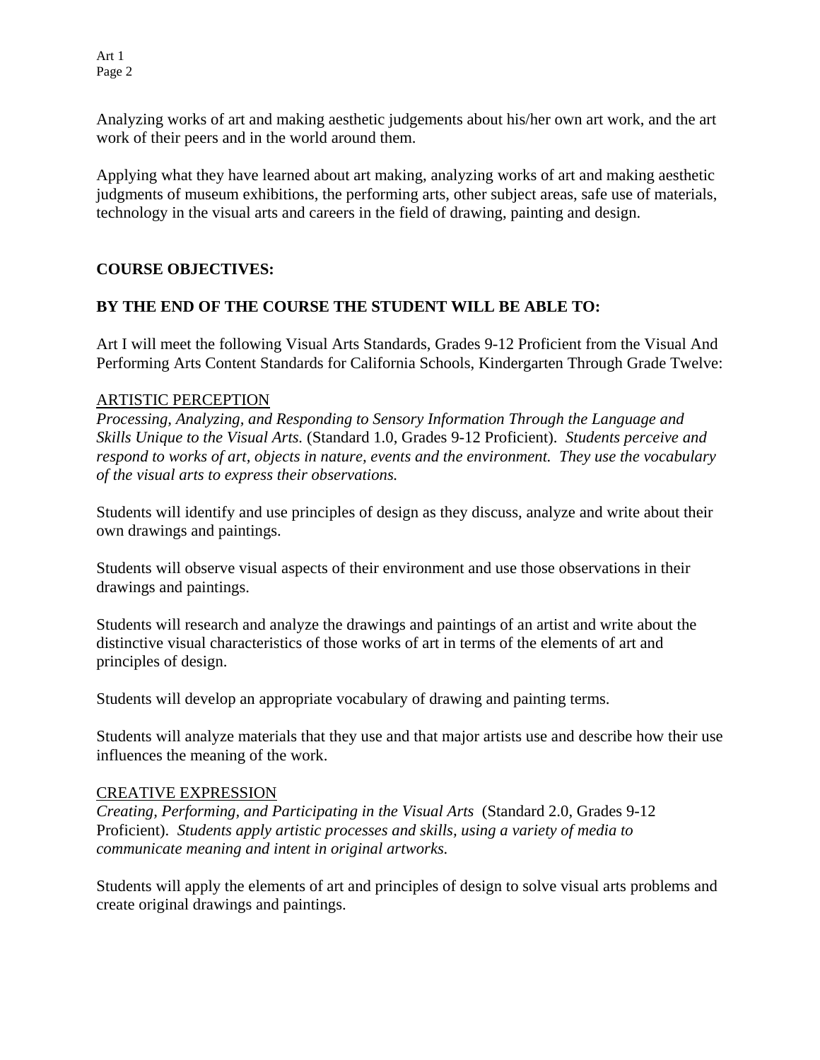Analyzing works of art and making aesthetic judgements about his/her own art work, and the art work of their peers and in the world around them.

Applying what they have learned about art making, analyzing works of art and making aesthetic judgments of museum exhibitions, the performing arts, other subject areas, safe use of materials, technology in the visual arts and careers in the field of drawing, painting and design.

**COURSE OBJECTIVES:**

**BY THE END OF THE COURSE THE STUDENT WILL BE ABLE TO:**

Art I will meet the following Visual Arts Standards, Grades 9-12 Proficient from the Visual And Performing Arts Content Standards for California Schools, Kindergarten Through Grade Twelve:

<u>ARTISTIC PERCEPTION</u>

*Processing, Analyzing, and Responding to Sensory Information Through the Language and Skills Unique to the Visual Arts.* (Standard 1.0, Grades 9-12 Proficient). *Students perceive and respond to works of art, objects in nature, events and the environment. They use the vocabulary of the visual arts to express their observations.*

Students will identify and use principles of design as they discuss, analyze and write about their own drawings and paintings.

Students will observe visual aspects of their environment and use those observations in their drawings and paintings.

Students will research and analyze the drawings and paintings of an artist and write about the distinctive visual characteristics of those works of art in terms of the elements of art and principles of design.

Students will develop an appropriate vocabulary of drawing and painting terms.

Students will analyze materials that they use and that major artists use and describe how their use influences the meaning of the work.

<u>CREATIVE EXPRESSION</u>

*Creating, Performing, and Participating in the Visual Arts* (Standard 2.0, Grades 9-12 Proficient). *Students apply artistic processes and skills, using a variety of media to communicate meaning and intent in original artworks.*

Students will apply the elements of art and principles of design to solve visual arts problems and create original drawings and paintings.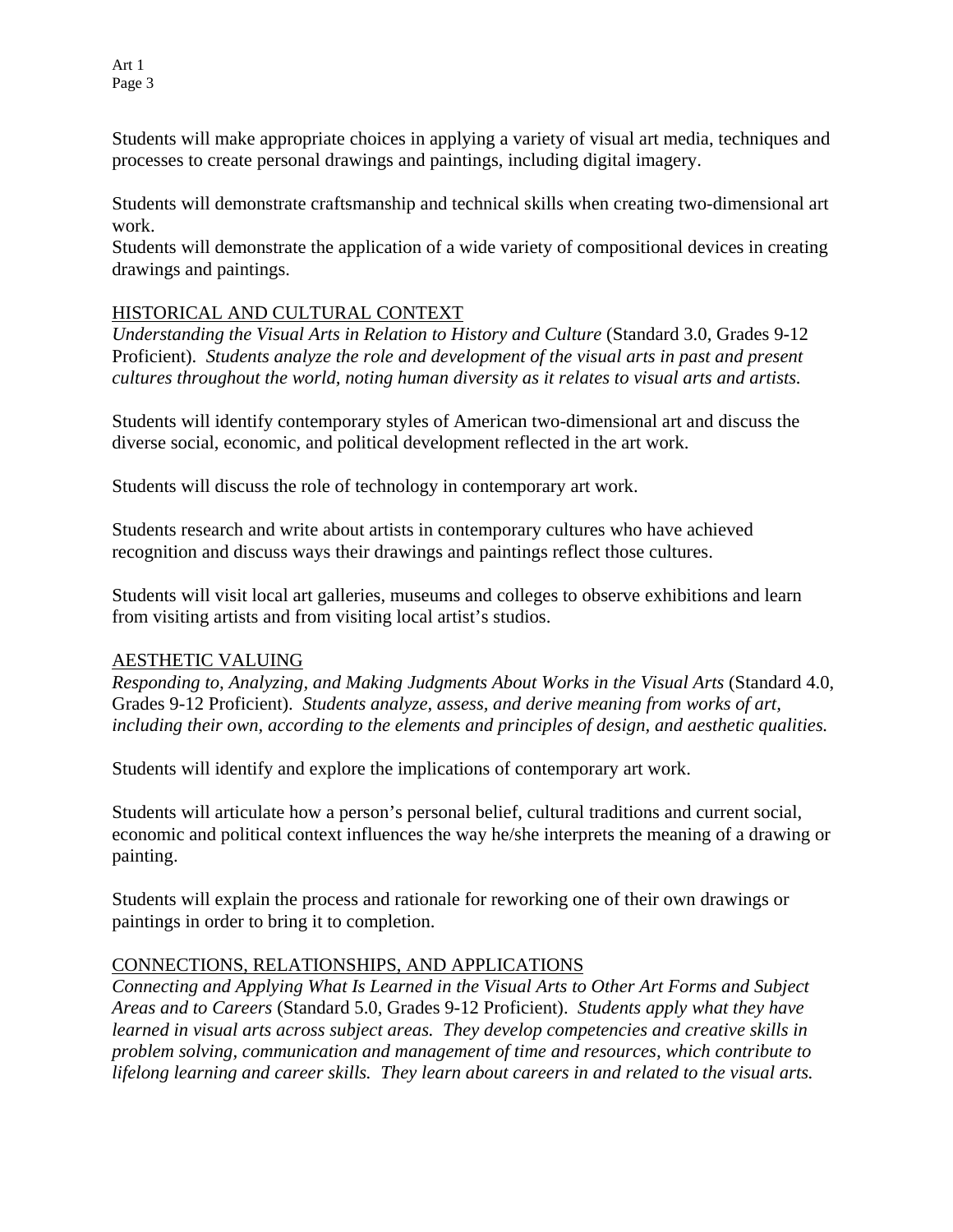Students will make appropriate choices in applying a variety of visual art media, techniques and processes to create personal drawings and paintings, including digital imagery.

Students will demonstrate craftsmanship and technical skills when creating two-dimensional art work.
Students will demonstrate the application of a wide variety of compositional devices in creating drawings and paintings.

HISTORICAL AND CULTURAL CONTEXT

*Understanding the Visual Arts in Relation to History and Culture* (Standard 3.0, Grades 9-12 Proficient). *Students analyze the role and development of the visual arts in past and present cultures throughout the world, noting human diversity as it relates to visual arts and artists.*

Students will identify contemporary styles of American two-dimensional art and discuss the diverse social, economic, and political development reflected in the art work.

Students will discuss the role of technology in contemporary art work.

Students research and write about artists in contemporary cultures who have achieved recognition and discuss ways their drawings and paintings reflect those cultures.

Students will visit local art galleries, museums and colleges to observe exhibitions and learn from visiting artists and from visiting local artist's studios.

AESTHETIC VALUING

*Responding to, Analyzing, and Making Judgments About Works in the Visual Arts* (Standard 4.0, Grades 9-12 Proficient). *Students analyze, assess, and derive meaning from works of art, including their own, according to the elements and principles of design, and aesthetic qualities.*

Students will identify and explore the implications of contemporary art work.

Students will articulate how a person's personal belief, cultural traditions and current social, economic and political context influences the way he/she interprets the meaning of a drawing or painting.

Students will explain the process and rationale for reworking one of their own drawings or paintings in order to bring it to completion.

CONNECTIONS, RELATIONSHIPS, AND APPLICATIONS

*Connecting and Applying What Is Learned in the Visual Arts to Other Art Forms and Subject Areas and to Careers* (Standard 5.0, Grades 9-12 Proficient). *Students apply what they have learned in visual arts across subject areas. They develop competencies and creative skills in problem solving, communication and management of time and resources, which contribute to lifelong learning and career skills. They learn about careers in and related to the visual arts.*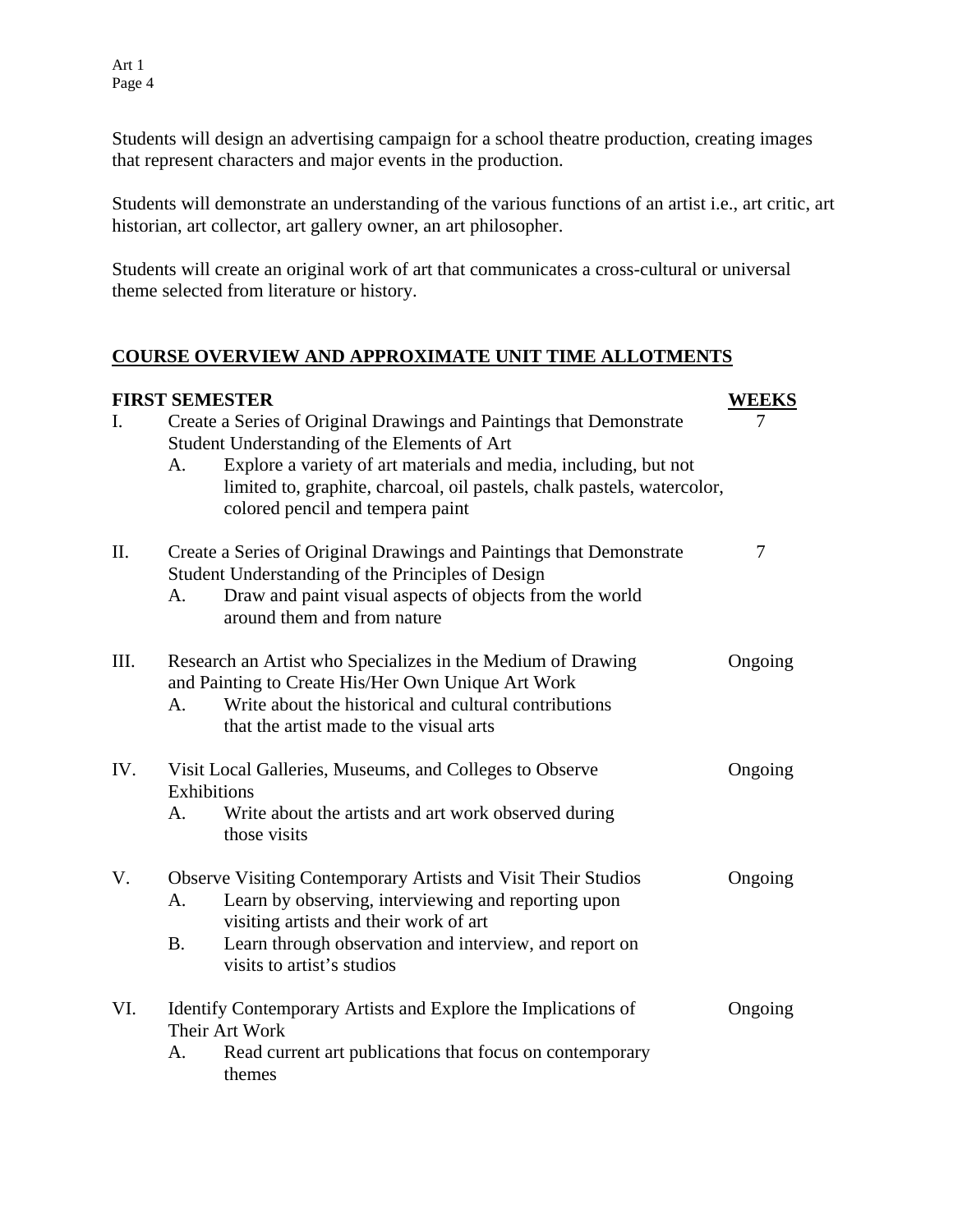Students will design an advertising campaign for a school theatre production, creating images that represent characters and major events in the production.

Students will demonstrate an understanding of the various functions of an artist i.e., art critic, art historian, art collector, art gallery owner, an art philosopher.

Students will create an original work of art that communicates a cross-cultural or universal theme selected from literature or history.

## COURSE OVERVIEW AND APPROXIMATE UNIT TIME ALLOTMENTS

| FIRST SEMESTER | WEEKS |
|---|---|
| I. Create a Series of Original Drawings and Paintings that Demonstrate Student Understanding of the Elements of Art<br>A. Explore a variety of art materials and media, including, but not limited to, graphite, charcoal, oil pastels, chalk pastels, watercolor, colored pencil and tempera paint | 7 |
| II. Create a Series of Original Drawings and Paintings that Demonstrate Student Understanding of the Principles of Design<br>A. Draw and paint visual aspects of objects from the world around them and from nature | 7 |
| III. Research an Artist who Specializes in the Medium of Drawing and Painting to Create His/Her Own Unique Art Work<br>A. Write about the historical and cultural contributions that the artist made to the visual arts | Ongoing |
| IV. Visit Local Galleries, Museums, and Colleges to Observe Exhibitions<br>A. Write about the artists and art work observed during those visits | Ongoing |
| V. Observe Visiting Contemporary Artists and Visit Their Studios<br>A. Learn by observing, interviewing and reporting upon visiting artists and their work of art<br>B. Learn through observation and interview, and report on visits to artist's studios | Ongoing |
| VI. Identify Contemporary Artists and Explore the Implications of Their Art Work<br>A. Read current art publications that focus on contemporary themes | Ongoing |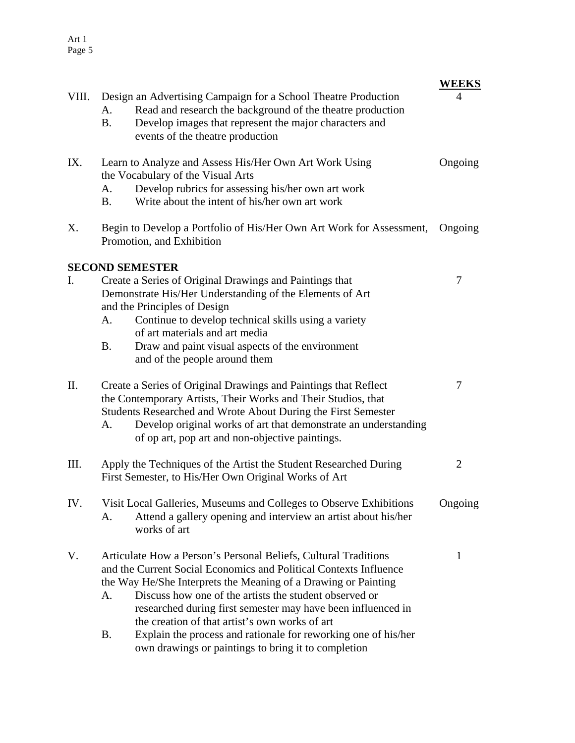| | | WEEKS |
|---|---|---|
| VIII. | Design an Advertising Campaign for a School Theatre Production | 4 |

A. Read and research the background of the theatre production
B. Develop images that represent the major characters and events of the theatre production

IX. Learn to Analyze and Assess His/Her Own Art Work Using the Vocabulary of the Visual Arts — Ongoing

A. Develop rubrics for assessing his/her own art work
B. Write about the intent of his/her own art work

X. Begin to Develop a Portfolio of His/Her Own Art Work for Assessment, Promotion, and Exhibition — Ongoing

**SECOND SEMESTER**

I. Create a Series of Original Drawings and Paintings that Demonstrate His/Her Understanding of the Elements of Art and the Principles of Design — 7

A. Continue to develop technical skills using a variety of art materials and art media
B. Draw and paint visual aspects of the environment and of the people around them

II. Create a Series of Original Drawings and Paintings that Reflect the Contemporary Artists, Their Works and Their Studios, that Students Researched and Wrote About During the First Semester — 7

A. Develop original works of art that demonstrate an understanding of op art, pop art and non-objective paintings.

III. Apply the Techniques of the Artist the Student Researched During First Semester, to His/Her Own Original Works of Art — 2

IV. Visit Local Galleries, Museums and Colleges to Observe Exhibitions — Ongoing

A. Attend a gallery opening and interview an artist about his/her works of art

V. Articulate How a Person's Personal Beliefs, Cultural Traditions and the Current Social Economics and Political Contexts Influence the Way He/She Interprets the Meaning of a Drawing or Painting — 1

A. Discuss how one of the artists the student observed or researched during first semester may have been influenced in the creation of that artist's own works of art
B. Explain the process and rationale for reworking one of his/her own drawings or paintings to bring it to completion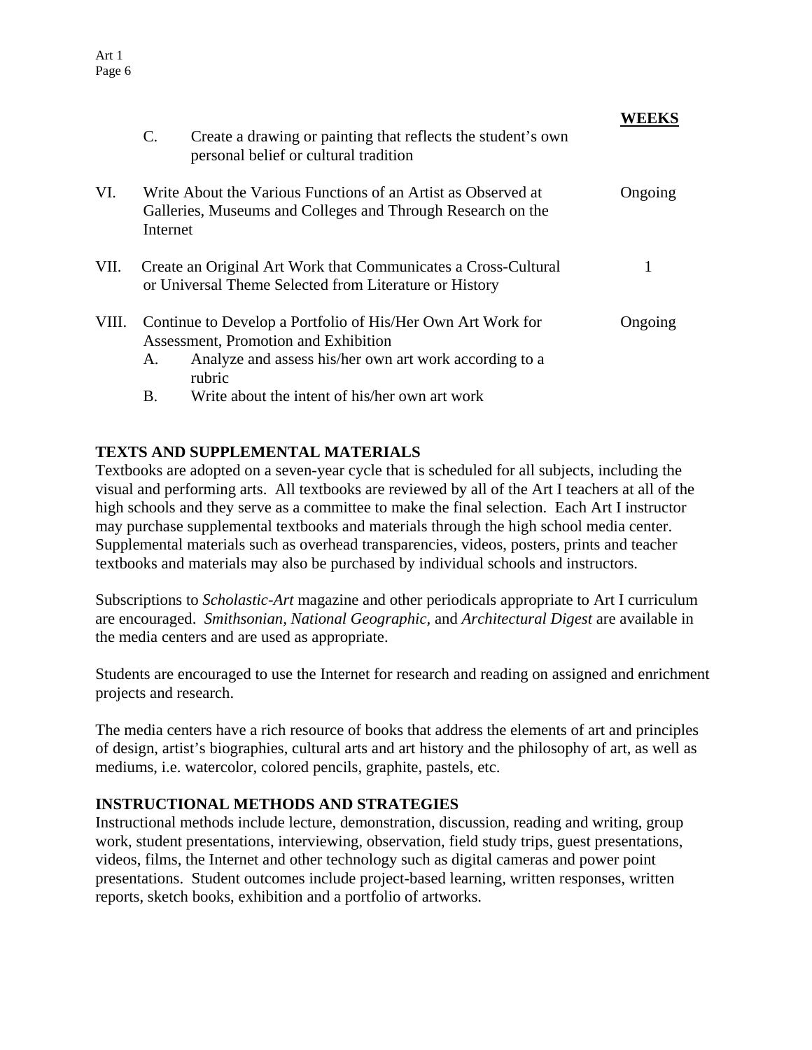| | WEEKS |
|---|---|
| C. Create a drawing or painting that reflects the student's own personal belief or cultural tradition | |
| VI. Write About the Various Functions of an Artist as Observed at Galleries, Museums and Colleges and Through Research on the Internet | Ongoing |
| VII. Create an Original Art Work that Communicates a Cross-Cultural or Universal Theme Selected from Literature or History | 1 |
| VIII. Continue to Develop a Portfolio of His/Her Own Art Work for Assessment, Promotion and Exhibition | Ongoing |
| A. Analyze and assess his/her own art work according to a rubric | |
| B. Write about the intent of his/her own art work | |

## TEXTS AND SUPPLEMENTAL MATERIALS

Textbooks are adopted on a seven-year cycle that is scheduled for all subjects, including the visual and performing arts. All textbooks are reviewed by all of the Art I teachers at all of the high schools and they serve as a committee to make the final selection. Each Art I instructor may purchase supplemental textbooks and materials through the high school media center. Supplemental materials such as overhead transparencies, videos, posters, prints and teacher textbooks and materials may also be purchased by individual schools and instructors.

Subscriptions to *Scholastic-Art* magazine and other periodicals appropriate to Art I curriculum are encouraged. *Smithsonian, National Geographic,* and *Architectural Digest* are available in the media centers and are used as appropriate.

Students are encouraged to use the Internet for research and reading on assigned and enrichment projects and research.

The media centers have a rich resource of books that address the elements of art and principles of design, artist's biographies, cultural arts and art history and the philosophy of art, as well as mediums, i.e. watercolor, colored pencils, graphite, pastels, etc.

## INSTRUCTIONAL METHODS AND STRATEGIES

Instructional methods include lecture, demonstration, discussion, reading and writing, group work, student presentations, interviewing, observation, field study trips, guest presentations, videos, films, the Internet and other technology such as digital cameras and power point presentations. Student outcomes include project-based learning, written responses, written reports, sketch books, exhibition and a portfolio of artworks.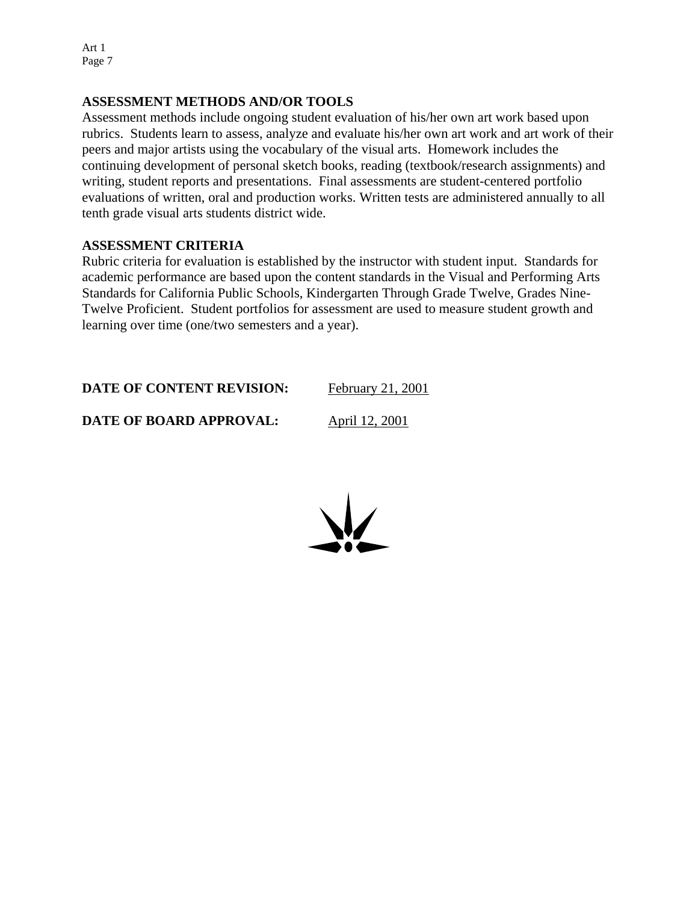## ASSESSMENT METHODS AND/OR TOOLS

Assessment methods include ongoing student evaluation of his/her own art work based upon rubrics. Students learn to assess, analyze and evaluate his/her own art work and art work of their peers and major artists using the vocabulary of the visual arts. Homework includes the continuing development of personal sketch books, reading (textbook/research assignments) and writing, student reports and presentations. Final assessments are student-centered portfolio evaluations of written, oral and production works. Written tests are administered annually to all tenth grade visual arts students district wide.

## ASSESSMENT CRITERIA

Rubric criteria for evaluation is established by the instructor with student input. Standards for academic performance are based upon the content standards in the Visual and Performing Arts Standards for California Public Schools, Kindergarten Through Grade Twelve, Grades Nine-Twelve Proficient. Student portfolios for assessment are used to measure student growth and learning over time (one/two semesters and a year).

**DATE OF CONTENT REVISION:** February 21, 2001

**DATE OF BOARD APPROVAL:** April 12, 2001